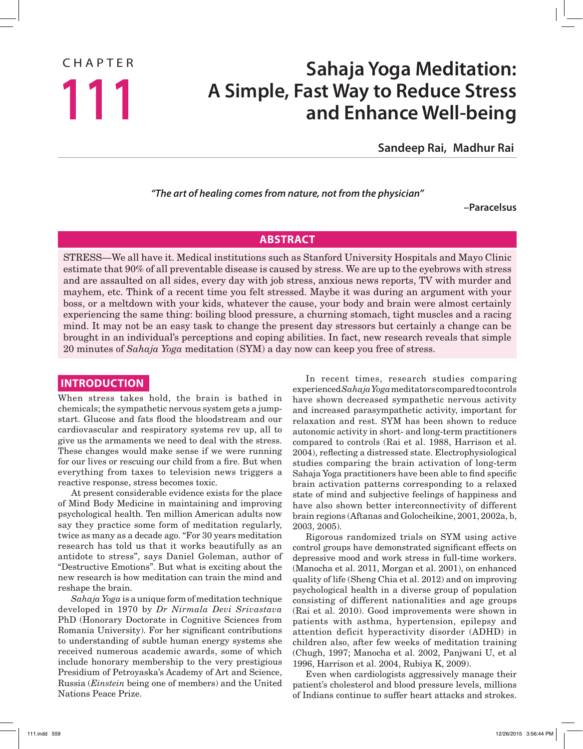CHAPTER

# 111

# Sahaja Yoga Meditation: A Simple, Fast Way to Reduce Stress and Enhance Well-being

**Sandeep Rai, Madhur Rai**

***"The art of healing comes from nature, not from the physician"***

**–Paracelsus**

## ABSTRACT

STRESS—We all have it. Medical institutions such as Stanford University Hospitals and Mayo Clinic estimate that 90% of all preventable disease is caused by stress. We are up to the eyebrows with stress and are assaulted on all sides, every day with job stress, anxious news reports, TV with murder and mayhem, etc. Think of a recent time you felt stressed. Maybe it was during an argument with your boss, or a meltdown with your kids, whatever the cause, your body and brain were almost certainly experiencing the same thing: boiling blood pressure, a churning stomach, tight muscles and a racing mind. It may not be an easy task to change the present day stressors but certainly a change can be brought in an individual's perceptions and coping abilities. In fact, new research reveals that simple 20 minutes of *Sahaja Yoga* meditation (SYM) a day now can keep you free of stress.

## INTRODUCTION

When stress takes hold, the brain is bathed in chemicals; the sympathetic nervous system gets a jump-start. Glucose and fats flood the bloodstream and our cardiovascular and respiratory systems rev up, all to give us the armaments we need to deal with the stress. These changes would make sense if we were running for our lives or rescuing our child from a fire. But when everything from taxes to television news triggers a reactive response, stress becomes toxic.

At present considerable evidence exists for the place of Mind Body Medicine in maintaining and improving psychological health. Ten million American adults now say they practice some form of meditation regularly, twice as many as a decade ago. "For 30 years meditation research has told us that it works beautifully as an antidote to stress", says Daniel Goleman, author of "Destructive Emotions". But what is exciting about the new research is how meditation can train the mind and reshape the brain.

*Sahaja Yoga* is a unique form of meditation technique developed in 1970 by *Dr Nirmala Devi Srivastava* PhD (Honorary Doctorate in Cognitive Sciences from Romania University). For her significant contributions to understanding of subtle human energy systems she received numerous academic awards, some of which include honorary membership to the very prestigious Presidium of Petroyaska's Academy of Art and Science, Russia (*Einstein* being one of members) and the United Nations Peace Prize.

In recent times, research studies comparing experienced *Sahaja Yoga* meditators compared to controls have shown decreased sympathetic nervous activity and increased parasympathetic activity, important for relaxation and rest. SYM has shown to reduce autonomic activity in short- and long-term practitioners compared to controls (Rai et al. 1988, Harrison et al. 2004), reflecting a distressed state. Electrophysiological studies comparing the brain activation of long-term Sahaja Yoga practitioners have been able to find specific brain activation patterns corresponding to a relaxed state of mind and subjective feelings of happiness and have also shown better interconnectivity of different brain regions (Aftanas and Golocheikine, 2001, 2002a, b, 2003, 2005).

Rigorous randomized trials on SYM using active control groups have demonstrated significant effects on depressive mood and work stress in full-time workers. (Manocha et al. 2011, Morgan et al. 2001), on enhanced quality of life (Sheng Chia et al. 2012) and on improving psychological health in a diverse group of population consisting of different nationalities and age groups (Rai et al. 2010). Good improvements were shown in patients with asthma, hypertension, epilepsy and attention deficit hyperactivity disorder (ADHD) in children also, after few weeks of meditation training (Chugh, 1997; Manocha et al. 2002, Panjwani U, et al 1996, Harrison et al. 2004, Rubiya K, 2009).

Even when cardiologists aggressively manage their patient's cholesterol and blood pressure levels, millions of Indians continue to suffer heart attacks and strokes.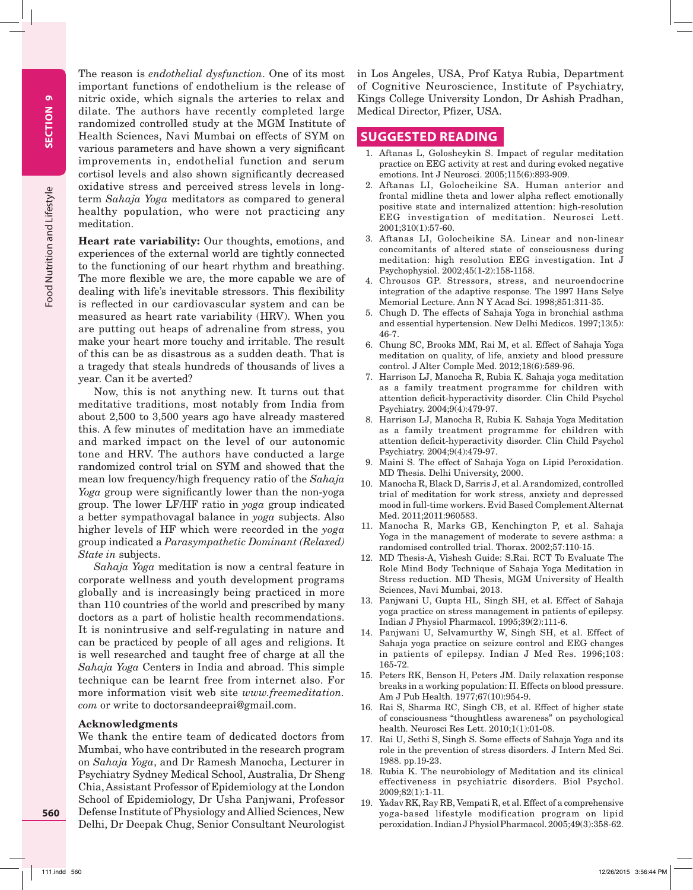The reason is *endothelial dysfunction*. One of its most important functions of endothelium is the release of nitric oxide, which signals the arteries to relax and dilate. The authors have recently completed large randomized controlled study at the MGM Institute of Health Sciences, Navi Mumbai on effects of SYM on various parameters and have shown a very significant improvements in, endothelial function and serum cortisol levels and also shown significantly decreased oxidative stress and perceived stress levels in long-term *Sahaja Yoga* meditators as compared to general healthy population, who were not practicing any meditation.

**Heart rate variability:** Our thoughts, emotions, and experiences of the external world are tightly connected to the functioning of our heart rhythm and breathing. The more flexible we are, the more capable we are of dealing with life's inevitable stressors. This flexibility is reflected in our cardiovascular system and can be measured as heart rate variability (HRV). When you are putting out heaps of adrenaline from stress, you make your heart more touchy and irritable. The result of this can be as disastrous as a sudden death. That is a tragedy that steals hundreds of thousands of lives a year. Can it be averted?

Now, this is not anything new. It turns out that meditative traditions, most notably from India from about 2,500 to 3,500 years ago have already mastered this. A few minutes of meditation have an immediate and marked impact on the level of our autonomic tone and HRV. The authors have conducted a large randomized control trial on SYM and showed that the mean low frequency/high frequency ratio of the *Sahaja Yoga* group were significantly lower than the non-yoga group. The lower LF/HF ratio in *yoga* group indicated a better sympathovagal balance in *yoga* subjects. Also higher levels of HF which were recorded in the *yoga* group indicated a *Parasympathetic Dominant (Relaxed) State in* subjects.

*Sahaja Yoga* meditation is now a central feature in corporate wellness and youth development programs globally and is increasingly being practiced in more than 110 countries of the world and prescribed by many doctors as a part of holistic health recommendations. It is nonintrusive and self-regulating in nature and can be practiced by people of all ages and religions. It is well researched and taught free of charge at all the *Sahaja Yoga* Centers in India and abroad. This simple technique can be learnt free from internet also. For more information visit web site *www.freemeditation.com* or write to doctorsandeeprai@gmail.com.

### Acknowledgments

We thank the entire team of dedicated doctors from Mumbai, who have contributed in the research program on *Sahaja Yoga*, and Dr Ramesh Manocha, Lecturer in Psychiatry Sydney Medical School, Australia, Dr Sheng Chia, Assistant Professor of Epidemiology at the London School of Epidemiology, Dr Usha Panjwani, Professor Defense Institute of Physiology and Allied Sciences, New Delhi, Dr Deepak Chug, Senior Consultant Neurologist in Los Angeles, USA, Prof Katya Rubia, Department of Cognitive Neuroscience, Institute of Psychiatry, Kings College University London, Dr Ashish Pradhan, Medical Director, Pfizer, USA.

## SUGGESTED READING

1. Aftanas L, Golosheykin S. Impact of regular meditation practice on EEG activity at rest and during evoked negative emotions. Int J Neurosci. 2005;115(6):893-909.
2. Aftanas LI, Golocheikine SA. Human anterior and frontal midline theta and lower alpha reflect emotionally positive state and internalized attention: high-resolution EEG investigation of meditation. Neurosci Lett. 2001;310(1):57-60.
3. Aftanas LI, Golocheikine SA. Linear and non-linear concomitants of altered state of consciousness during meditation: high resolution EEG investigation. Int J Psychophysiol. 2002;45(1-2):158-1158.
4. Chrousos GP. Stressors, stress, and neuroendocrine integration of the adaptive response. The 1997 Hans Selye Memorial Lecture. Ann N Y Acad Sci. 1998;851:311-35.
5. Chugh D. The effects of Sahaja Yoga in bronchial asthma and essential hypertension. New Delhi Medicos. 1997;13(5): 46-7.
6. Chung SC, Brooks MM, Rai M, et al. Effect of Sahaja Yoga meditation on quality, of life, anxiety and blood pressure control. J Alter Comple Med. 2012;18(6):589-96.
7. Harrison LJ, Manocha R, Rubia K. Sahaja yoga meditation as a family treatment programme for children with attention deficit-hyperactivity disorder. Clin Child Psychol Psychiatry. 2004;9(4):479-97.
8. Harrison LJ, Manocha R, Rubia K. Sahaja Yoga Meditation as a family treatment programme for children with attention deficit-hyperactivity disorder. Clin Child Psychol Psychiatry. 2004;9(4):479-97.
9. Maini S. The effect of Sahaja Yoga on Lipid Peroxidation. MD Thesis. Delhi University, 2000.
10. Manocha R, Black D, Sarris J, et al. A randomized, controlled trial of meditation for work stress, anxiety and depressed mood in full-time workers. Evid Based Complement Alternat Med. 2011;2011:960583.
11. Manocha R, Marks GB, Kenchington P, et al. Sahaja Yoga in the management of moderate to severe asthma: a randomised controlled trial. Thorax. 2002;57:110-15.
12. MD Thesis-A, Vishesh Guide: S.Rai. RCT To Evaluate The Role Mind Body Technique of Sahaja Yoga Meditation in Stress reduction. MD Thesis, MGM University of Health Sciences, Navi Mumbai, 2013.
13. Panjwani U, Gupta HL, Singh SH, et al. Effect of Sahaja yoga practice on stress management in patients of epilepsy. Indian J Physiol Pharmacol. 1995;39(2):111-6.
14. Panjwani U, Selvamurthy W, Singh SH, et al. Effect of Sahaja yoga practice on seizure control and EEG changes in patients of epilepsy. Indian J Med Res. 1996;103: 165-72.
15. Peters RK, Benson H, Peters JM. Daily relaxation response breaks in a working population: II. Effects on blood pressure. Am J Pub Health. 1977;67(10):954-9.
16. Rai S, Sharma RC, Singh CB, et al. Effect of higher state of consciousness "thoughtless awareness" on psychological health. Neurosci Res Lett. 2010;1(1):01-08.
17. Rai U, Sethi S, Singh S. Some effects of Sahaja Yoga and its role in the prevention of stress disorders. J Intern Med Sci. 1988. pp.19-23.
18. Rubia K. The neurobiology of Meditation and its clinical effectiveness in psychiatric disorders. Biol Psychol. 2009;82(1):1-11.
19. Yadav RK, Ray RB, Vempati R, et al. Effect of a comprehensive yoga-based lifestyle modification program on lipid peroxidation. Indian J Physiol Pharmacol. 2005;49(3):358-62.